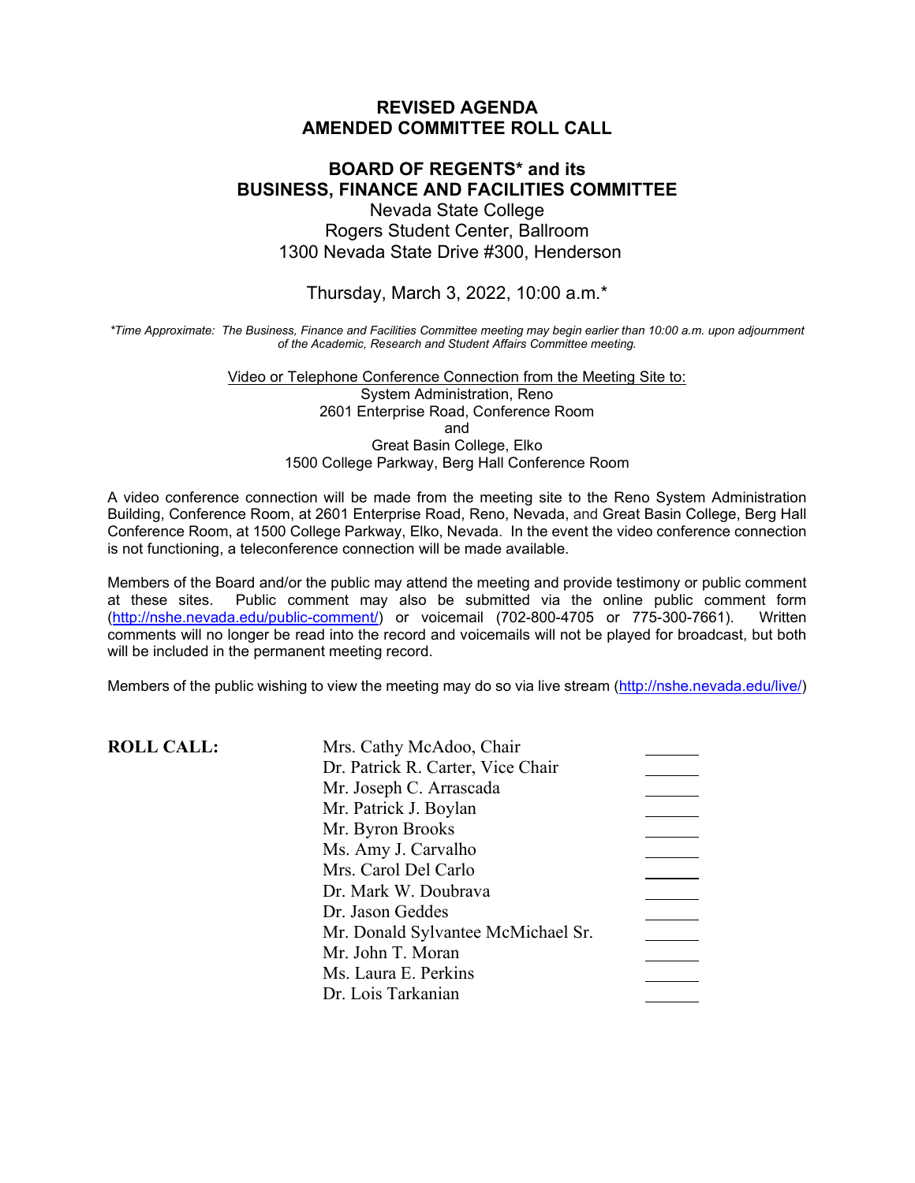# REVISED AGENDA
# AMENDED COMMITTEE ROLL CALL

## BOARD OF REGENTS* and its BUSINESS, FINANCE AND FACILITIES COMMITTEE

Nevada State College
Rogers Student Center, Ballroom
1300 Nevada State Drive #300, Henderson

Thursday, March 3, 2022, 10:00 a.m.*

*\*Time Approximate: The Business, Finance and Facilities Committee meeting may begin earlier than 10:00 a.m. upon adjournment of the Academic, Research and Student Affairs Committee meeting.*

Video or Telephone Conference Connection from the Meeting Site to:
System Administration, Reno
2601 Enterprise Road, Conference Room
and
Great Basin College, Elko
1500 College Parkway, Berg Hall Conference Room

A video conference connection will be made from the meeting site to the Reno System Administration Building, Conference Room, at 2601 Enterprise Road, Reno, Nevada, and Great Basin College, Berg Hall Conference Room, at 1500 College Parkway, Elko, Nevada. In the event the video conference connection is not functioning, a teleconference connection will be made available.

Members of the Board and/or the public may attend the meeting and provide testimony or public comment at these sites. Public comment may also be submitted via the online public comment form (http://nshe.nevada.edu/public-comment/) or voicemail (702-800-4705 or 775-300-7661). Written comments will no longer be read into the record and voicemails will not be played for broadcast, but both will be included in the permanent meeting record.

Members of the public wishing to view the meeting may do so via live stream (http://nshe.nevada.edu/live/)

**ROLL CALL:**

| | |
|---|---|
| Mrs. Cathy McAdoo, Chair | ______ |
| Dr. Patrick R. Carter, Vice Chair | ______ |
| Mr. Joseph C. Arrascada | ______ |
| Mr. Patrick J. Boylan | ______ |
| Mr. Byron Brooks | ______ |
| Ms. Amy J. Carvalho | ______ |
| Mrs. Carol Del Carlo | ______ |
| Dr. Mark W. Doubrava | ______ |
| Dr. Jason Geddes | ______ |
| Mr. Donald Sylvantee McMichael Sr. | ______ |
| Mr. John T. Moran | ______ |
| Ms. Laura E. Perkins | ______ |
| Dr. Lois Tarkanian | ______ |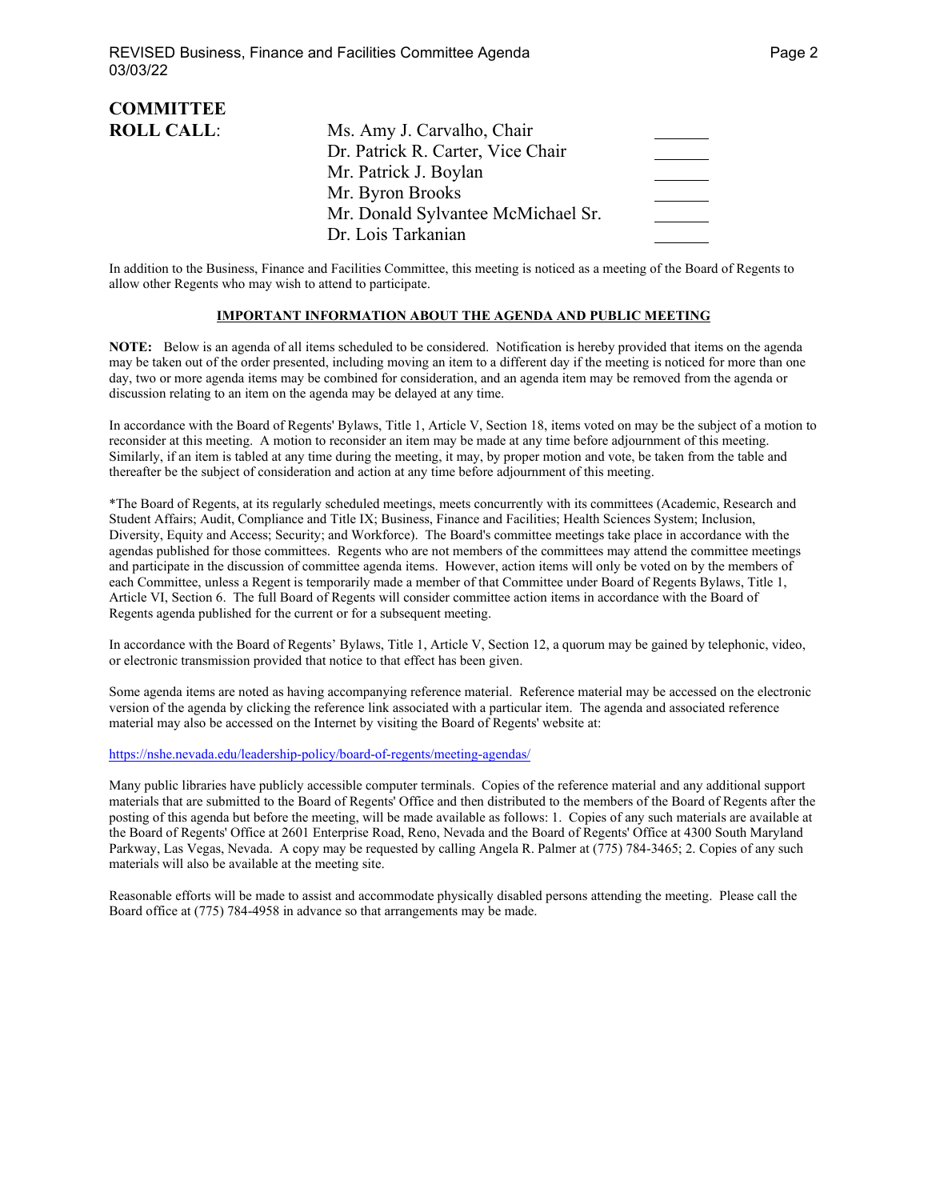**COMMITTEE ROLL CALL**:

| | |
|---|---|
| Ms. Amy J. Carvalho, Chair | ______ |
| Dr. Patrick R. Carter, Vice Chair | ______ |
| Mr. Patrick J. Boylan | ______ |
| Mr. Byron Brooks | ______ |
| Mr. Donald Sylvantee McMichael Sr. | ______ |
| Dr. Lois Tarkanian | ______ |

In addition to the Business, Finance and Facilities Committee, this meeting is noticed as a meeting of the Board of Regents to allow other Regents who may wish to attend to participate.

**IMPORTANT INFORMATION ABOUT THE AGENDA AND PUBLIC MEETING**

**NOTE:** Below is an agenda of all items scheduled to be considered. Notification is hereby provided that items on the agenda may be taken out of the order presented, including moving an item to a different day if the meeting is noticed for more than one day, two or more agenda items may be combined for consideration, and an agenda item may be removed from the agenda or discussion relating to an item on the agenda may be delayed at any time.

In accordance with the Board of Regents' Bylaws, Title 1, Article V, Section 18, items voted on may be the subject of a motion to reconsider at this meeting. A motion to reconsider an item may be made at any time before adjournment of this meeting. Similarly, if an item is tabled at any time during the meeting, it may, by proper motion and vote, be taken from the table and thereafter be the subject of consideration and action at any time before adjournment of this meeting.

*The Board of Regents, at its regularly scheduled meetings, meets concurrently with its committees (Academic, Research and Student Affairs; Audit, Compliance and Title IX; Business, Finance and Facilities; Health Sciences System; Inclusion, Diversity, Equity and Access; Security; and Workforce). The Board's committee meetings take place in accordance with the agendas published for those committees. Regents who are not members of the committees may attend the committee meetings and participate in the discussion of committee agenda items. However, action items will only be voted on by the members of each Committee, unless a Regent is temporarily made a member of that Committee under Board of Regents Bylaws, Title 1, Article VI, Section 6. The full Board of Regents will consider committee action items in accordance with the Board of Regents agenda published for the current or for a subsequent meeting.

In accordance with the Board of Regents' Bylaws, Title 1, Article V, Section 12, a quorum may be gained by telephonic, video, or electronic transmission provided that notice to that effect has been given.

Some agenda items are noted as having accompanying reference material. Reference material may be accessed on the electronic version of the agenda by clicking the reference link associated with a particular item. The agenda and associated reference material may also be accessed on the Internet by visiting the Board of Regents' website at:

https://nshe.nevada.edu/leadership-policy/board-of-regents/meeting-agendas/

Many public libraries have publicly accessible computer terminals. Copies of the reference material and any additional support materials that are submitted to the Board of Regents' Office and then distributed to the members of the Board of Regents after the posting of this agenda but before the meeting, will be made available as follows: 1. Copies of any such materials are available at the Board of Regents' Office at 2601 Enterprise Road, Reno, Nevada and the Board of Regents' Office at 4300 South Maryland Parkway, Las Vegas, Nevada. A copy may be requested by calling Angela R. Palmer at (775) 784-3465; 2. Copies of any such materials will also be available at the meeting site.

Reasonable efforts will be made to assist and accommodate physically disabled persons attending the meeting. Please call the Board office at (775) 784-4958 in advance so that arrangements may be made.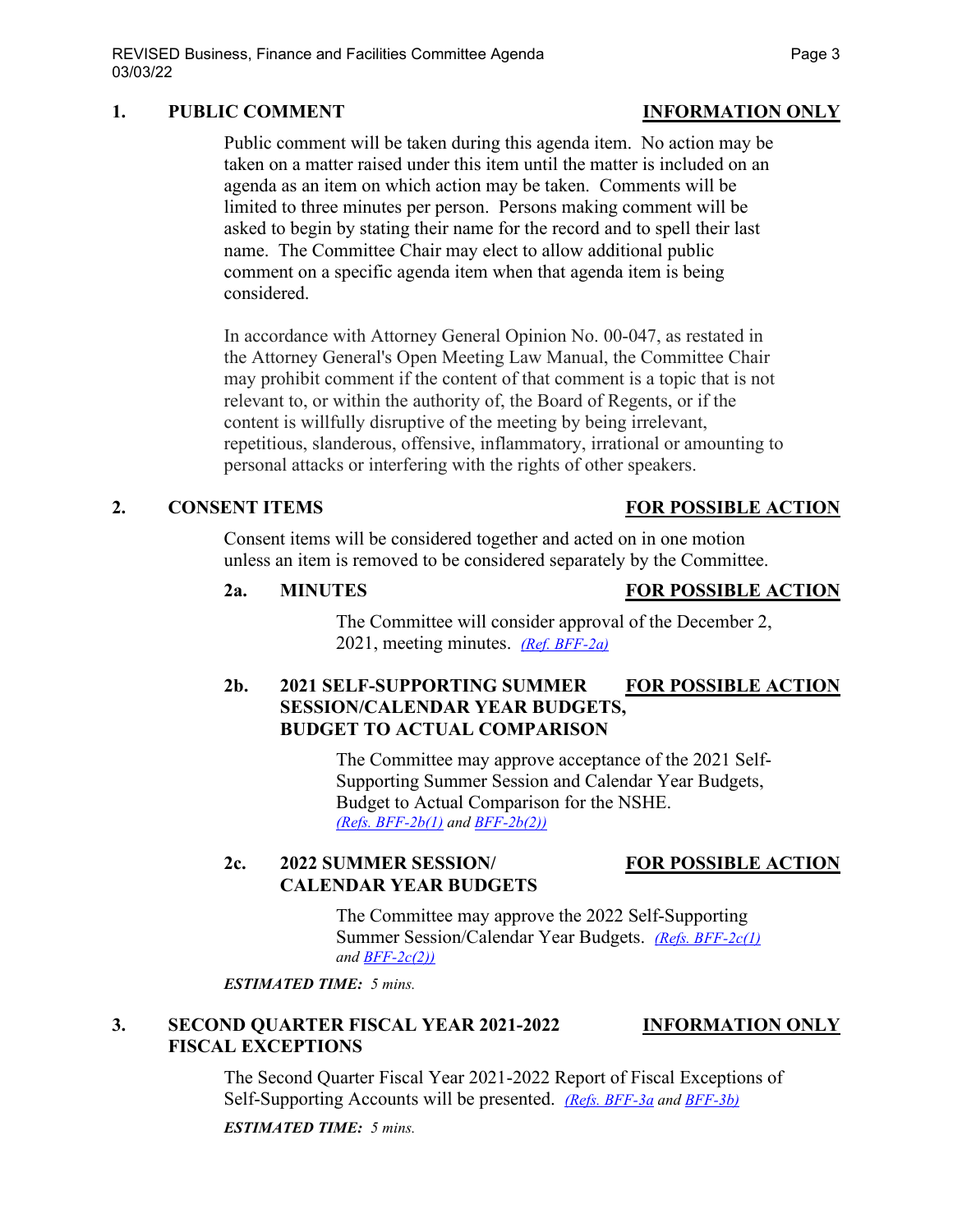## 1. PUBLIC COMMENT **INFORMATION ONLY**

Public comment will be taken during this agenda item. No action may be taken on a matter raised under this item until the matter is included on an agenda as an item on which action may be taken. Comments will be limited to three minutes per person. Persons making comment will be asked to begin by stating their name for the record and to spell their last name. The Committee Chair may elect to allow additional public comment on a specific agenda item when that agenda item is being considered.

In accordance with Attorney General Opinion No. 00-047, as restated in the Attorney General's Open Meeting Law Manual, the Committee Chair may prohibit comment if the content of that comment is a topic that is not relevant to, or within the authority of, the Board of Regents, or if the content is willfully disruptive of the meeting by being irrelevant, repetitious, slanderous, offensive, inflammatory, irrational or amounting to personal attacks or interfering with the rights of other speakers.

## 2. CONSENT ITEMS **FOR POSSIBLE ACTION**

Consent items will be considered together and acted on in one motion unless an item is removed to be considered separately by the Committee.

### 2a. MINUTES **FOR POSSIBLE ACTION**

The Committee will consider approval of the December 2, 2021, meeting minutes. *(Ref. BFF-2a)*

### 2b. 2021 SELF-SUPPORTING SUMMER SESSION/CALENDAR YEAR BUDGETS, BUDGET TO ACTUAL COMPARISON **FOR POSSIBLE ACTION**

The Committee may approve acceptance of the 2021 Self-Supporting Summer Session and Calendar Year Budgets, Budget to Actual Comparison for the NSHE. *(Refs. BFF-2b(1) and BFF-2b(2))*

### 2c. 2022 SUMMER SESSION/ CALENDAR YEAR BUDGETS **FOR POSSIBLE ACTION**

The Committee may approve the 2022 Self-Supporting Summer Session/Calendar Year Budgets. *(Refs. BFF-2c(1) and BFF-2c(2))*

***ESTIMATED TIME:*** *5 mins.*

## 3. SECOND QUARTER FISCAL YEAR 2021-2022 FISCAL EXCEPTIONS **INFORMATION ONLY**

The Second Quarter Fiscal Year 2021-2022 Report of Fiscal Exceptions of Self-Supporting Accounts will be presented. *(Refs. BFF-3a and BFF-3b)*

***ESTIMATED TIME:*** *5 mins.*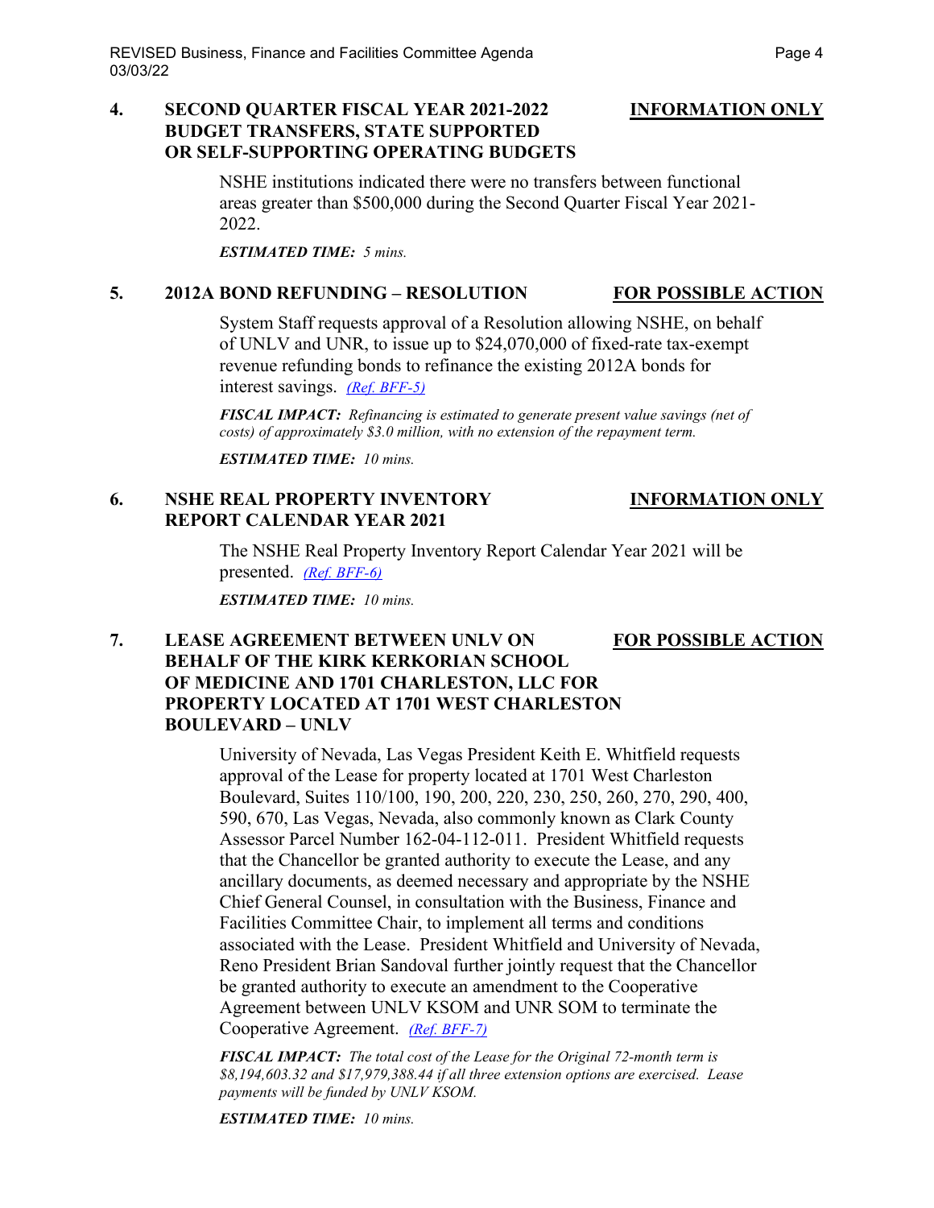## 4. SECOND QUARTER FISCAL YEAR 2021-2022 BUDGET TRANSFERS, STATE SUPPORTED OR SELF-SUPPORTING OPERATING BUDGETS — INFORMATION ONLY

NSHE institutions indicated there were no transfers between functional areas greater than $500,000 during the Second Quarter Fiscal Year 2021-2022.

***ESTIMATED TIME:*** *5 mins.*

## 5. 2012A BOND REFUNDING – RESOLUTION — FOR POSSIBLE ACTION

System Staff requests approval of a Resolution allowing NSHE, on behalf of UNLV and UNR, to issue up to $24,070,000 of fixed-rate tax-exempt revenue refunding bonds to refinance the existing 2012A bonds for interest savings. *(Ref. BFF-5)*

***FISCAL IMPACT:*** *Refinancing is estimated to generate present value savings (net of costs) of approximately $3.0 million, with no extension of the repayment term.*

***ESTIMATED TIME:*** *10 mins.*

## 6. NSHE REAL PROPERTY INVENTORY REPORT CALENDAR YEAR 2021 — INFORMATION ONLY

The NSHE Real Property Inventory Report Calendar Year 2021 will be presented. *(Ref. BFF-6)*

***ESTIMATED TIME:*** *10 mins.*

## 7. LEASE AGREEMENT BETWEEN UNLV ON BEHALF OF THE KIRK KERKORIAN SCHOOL OF MEDICINE AND 1701 CHARLESTON, LLC FOR PROPERTY LOCATED AT 1701 WEST CHARLESTON BOULEVARD – UNLV — FOR POSSIBLE ACTION

University of Nevada, Las Vegas President Keith E. Whitfield requests approval of the Lease for property located at 1701 West Charleston Boulevard, Suites 110/100, 190, 200, 220, 230, 250, 260, 270, 290, 400, 590, 670, Las Vegas, Nevada, also commonly known as Clark County Assessor Parcel Number 162-04-112-011. President Whitfield requests that the Chancellor be granted authority to execute the Lease, and any ancillary documents, as deemed necessary and appropriate by the NSHE Chief General Counsel, in consultation with the Business, Finance and Facilities Committee Chair, to implement all terms and conditions associated with the Lease. President Whitfield and University of Nevada, Reno President Brian Sandoval further jointly request that the Chancellor be granted authority to execute an amendment to the Cooperative Agreement between UNLV KSOM and UNR SOM to terminate the Cooperative Agreement. *(Ref. BFF-7)*

***FISCAL IMPACT:*** *The total cost of the Lease for the Original 72-month term is $8,194,603.32 and $17,979,388.44 if all three extension options are exercised. Lease payments will be funded by UNLV KSOM.*

***ESTIMATED TIME:*** *10 mins.*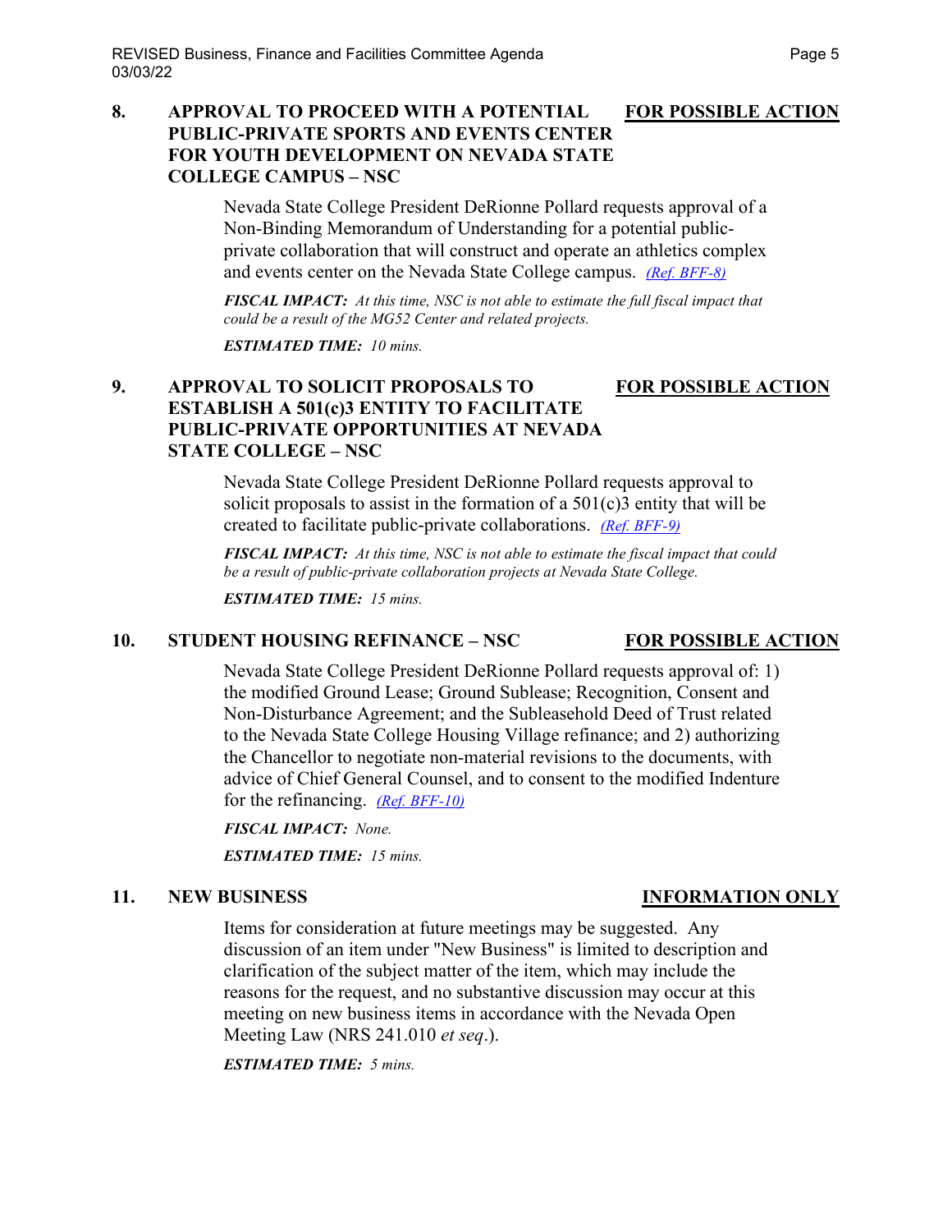**8. APPROVAL TO PROCEED WITH A POTENTIAL PUBLIC-PRIVATE SPORTS AND EVENTS CENTER FOR YOUTH DEVELOPMENT ON NEVADA STATE COLLEGE CAMPUS – NSC** **FOR POSSIBLE ACTION**

Nevada State College President DeRionne Pollard requests approval of a Non-Binding Memorandum of Understanding for a potential public-private collaboration that will construct and operate an athletics complex and events center on the Nevada State College campus. *(Ref. BFF-8)*

***FISCAL IMPACT:*** *At this time, NSC is not able to estimate the full fiscal impact that could be a result of the MG52 Center and related projects.*

***ESTIMATED TIME:*** *10 mins.*

**9. APPROVAL TO SOLICIT PROPOSALS TO ESTABLISH A 501(c)3 ENTITY TO FACILITATE PUBLIC-PRIVATE OPPORTUNITIES AT NEVADA STATE COLLEGE – NSC** **FOR POSSIBLE ACTION**

Nevada State College President DeRionne Pollard requests approval to solicit proposals to assist in the formation of a 501(c)3 entity that will be created to facilitate public-private collaborations. *(Ref. BFF-9)*

***FISCAL IMPACT:*** *At this time, NSC is not able to estimate the fiscal impact that could be a result of public-private collaboration projects at Nevada State College.*

***ESTIMATED TIME:*** *15 mins.*

**10. STUDENT HOUSING REFINANCE – NSC** **FOR POSSIBLE ACTION**

Nevada State College President DeRionne Pollard requests approval of: 1) the modified Ground Lease; Ground Sublease; Recognition, Consent and Non-Disturbance Agreement; and the Subleasehold Deed of Trust related to the Nevada State College Housing Village refinance; and 2) authorizing the Chancellor to negotiate non-material revisions to the documents, with advice of Chief General Counsel, and to consent to the modified Indenture for the refinancing. *(Ref. BFF-10)*

***FISCAL IMPACT:*** *None.*

***ESTIMATED TIME:*** *15 mins.*

**11. NEW BUSINESS** **INFORMATION ONLY**

Items for consideration at future meetings may be suggested. Any discussion of an item under "New Business" is limited to description and clarification of the subject matter of the item, which may include the reasons for the request, and no substantive discussion may occur at this meeting on new business items in accordance with the Nevada Open Meeting Law (NRS 241.010 *et seq*.).

***ESTIMATED TIME:*** *5 mins.*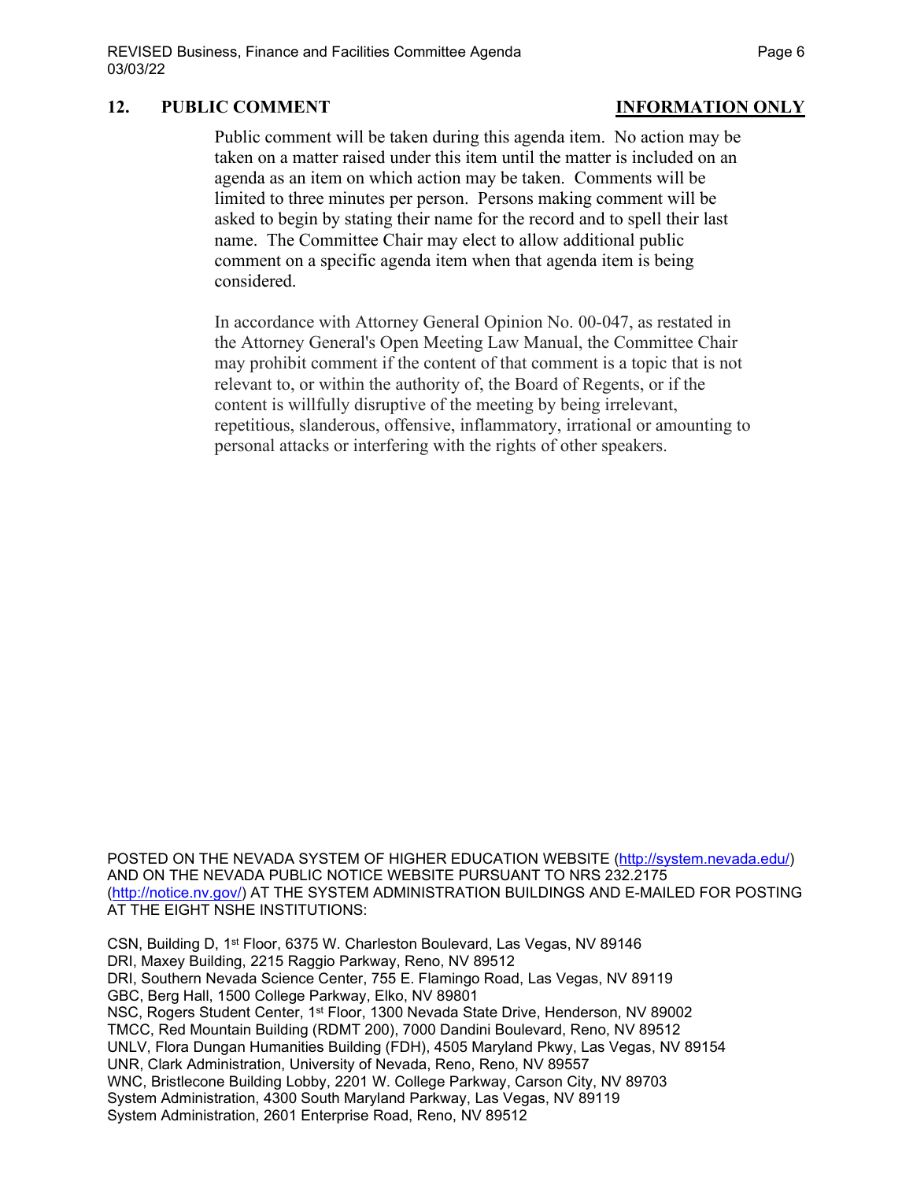## 12. PUBLIC COMMENT **INFORMATION ONLY**

Public comment will be taken during this agenda item. No action may be taken on a matter raised under this item until the matter is included on an agenda as an item on which action may be taken. Comments will be limited to three minutes per person. Persons making comment will be asked to begin by stating their name for the record and to spell their last name. The Committee Chair may elect to allow additional public comment on a specific agenda item when that agenda item is being considered.

In accordance with Attorney General Opinion No. 00-047, as restated in the Attorney General's Open Meeting Law Manual, the Committee Chair may prohibit comment if the content of that comment is a topic that is not relevant to, or within the authority of, the Board of Regents, or if the content is willfully disruptive of the meeting by being irrelevant, repetitious, slanderous, offensive, inflammatory, irrational or amounting to personal attacks or interfering with the rights of other speakers.

POSTED ON THE NEVADA SYSTEM OF HIGHER EDUCATION WEBSITE (http://system.nevada.edu/) AND ON THE NEVADA PUBLIC NOTICE WEBSITE PURSUANT TO NRS 232.2175 (http://notice.nv.gov/) AT THE SYSTEM ADMINISTRATION BUILDINGS AND E-MAILED FOR POSTING AT THE EIGHT NSHE INSTITUTIONS:

CSN, Building D, 1st Floor, 6375 W. Charleston Boulevard, Las Vegas, NV 89146
DRI, Maxey Building, 2215 Raggio Parkway, Reno, NV 89512
DRI, Southern Nevada Science Center, 755 E. Flamingo Road, Las Vegas, NV 89119
GBC, Berg Hall, 1500 College Parkway, Elko, NV 89801
NSC, Rogers Student Center, 1st Floor, 1300 Nevada State Drive, Henderson, NV 89002
TMCC, Red Mountain Building (RDMT 200), 7000 Dandini Boulevard, Reno, NV 89512
UNLV, Flora Dungan Humanities Building (FDH), 4505 Maryland Pkwy, Las Vegas, NV 89154
UNR, Clark Administration, University of Nevada, Reno, Reno, NV 89557
WNC, Bristlecone Building Lobby, 2201 W. College Parkway, Carson City, NV 89703
System Administration, 4300 South Maryland Parkway, Las Vegas, NV 89119
System Administration, 2601 Enterprise Road, Reno, NV 89512